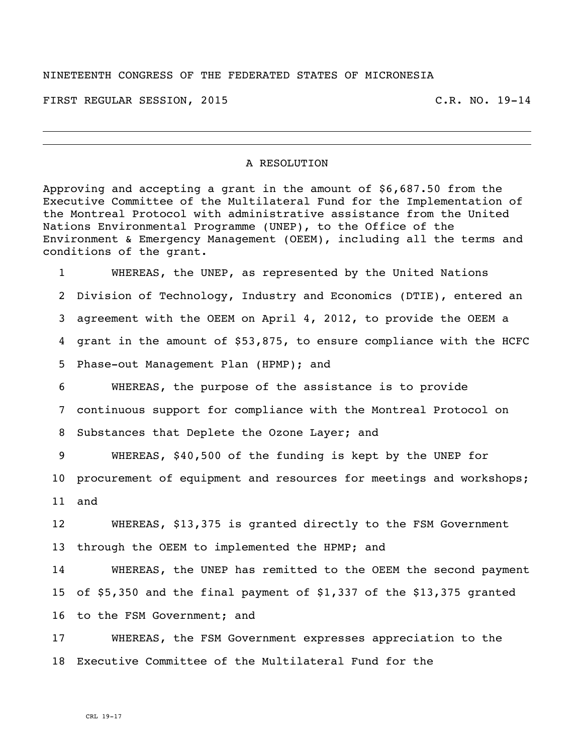NINETEENTH CONGRESS OF THE FEDERATED STATES OF MICRONESIA

FIRST REGULAR SESSION, 2015 C.R. NO. 19-14

---

## A RESOLUTION

Approving and accepting a grant in the amount of $6,687.50 from the Executive Committee of the Multilateral Fund for the Implementation of the Montreal Protocol with administrative assistance from the United Nations Environmental Programme (UNEP), to the Office of the Environment & Emergency Management (OEEM), including all the terms and conditions of the grant.

1 WHEREAS, the UNEP, as represented by the United Nations
2 Division of Technology, Industry and Economics (DTIE), entered an
3 agreement with the OEEM on April 4, 2012, to provide the OEEM a
4 grant in the amount of $53,875, to ensure compliance with the HCFC
5 Phase-out Management Plan (HPMP); and

6 WHEREAS, the purpose of the assistance is to provide
7 continuous support for compliance with the Montreal Protocol on
8 Substances that Deplete the Ozone Layer; and

9 WHEREAS, $40,500 of the funding is kept by the UNEP for
10 procurement of equipment and resources for meetings and workshops;
11 and

12 WHEREAS, $13,375 is granted directly to the FSM Government
13 through the OEEM to implemented the HPMP; and

14 WHEREAS, the UNEP has remitted to the OEEM the second payment
15 of $5,350 and the final payment of $1,337 of the $13,375 granted
16 to the FSM Government; and

17 WHEREAS, the FSM Government expresses appreciation to the
18 Executive Committee of the Multilateral Fund for the

CRL 19-17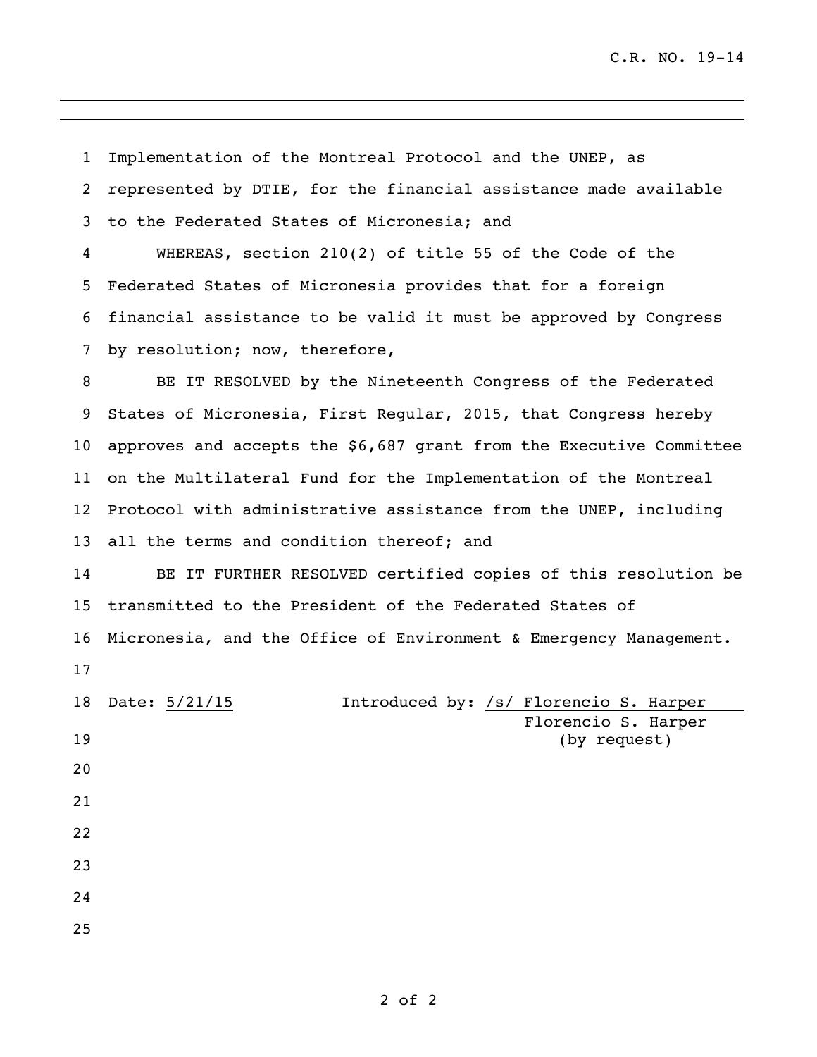Implementation of the Montreal Protocol and the UNEP, as represented by DTIE, for the financial assistance made available to the Federated States of Micronesia; and

WHEREAS, section 210(2) of title 55 of the Code of the Federated States of Micronesia provides that for a foreign financial assistance to be valid it must be approved by Congress by resolution; now, therefore,

BE IT RESOLVED by the Nineteenth Congress of the Federated States of Micronesia, First Regular, 2015, that Congress hereby approves and accepts the $6,687 grant from the Executive Committee on the Multilateral Fund for the Implementation of the Montreal Protocol with administrative assistance from the UNEP, including all the terms and condition thereof; and

BE IT FURTHER RESOLVED certified copies of this resolution be transmitted to the President of the Federated States of Micronesia, and the Office of Environment & Emergency Management.

Date: 5/21/15

Introduced by: /s/ Florencio S. Harper
Florencio S. Harper
(by request)